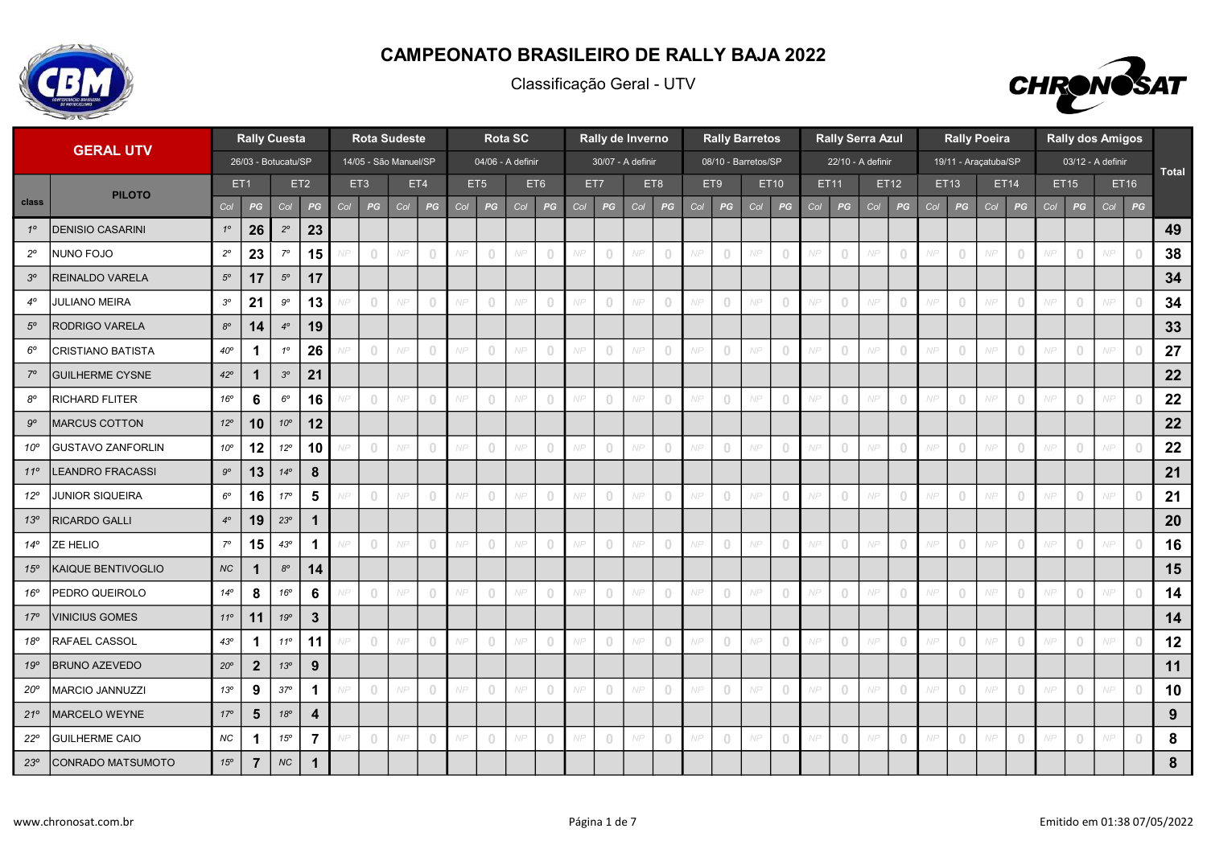# CAMPEONATO BRASILEIRO DE RALLY BAJA 2022

## Classificação Geral - UTV

| GERAL UTV | | Rally Cuesta 26/03 - Botucatu/SP | | | | Rota Sudeste 14/05 - São Manuel/SP | | | | Rota SC 04/06 - A definir | | | | Rally de Inverno 30/07 - A definir | | | | Rally Barretos 08/10 - Barretos/SP | | | | Rally Serra Azul 22/10 - A definir | | | | Rally Poeira 19/11 - Araçatuba/SP | | | | Rally dos Amigos 03/12 - A definir | | | | Total |
|---|---|---|---|---|---|---|---|---|---|---|---|---|---|---|---|---|---|---|---|---|---|---|---|---|---|---|---|---|---|---|---|---|---|---|
| | | ET1 | | ET2 | | ET3 | | ET4 | | ET5 | | ET6 | | ET7 | | ET8 | | ET9 | | ET10 | | ET11 | | ET12 | | ET13 | | ET14 | | ET15 | | ET16 | | |
| class | PILOTO | Col | PG | Col | PG | Col | PG | Col | PG | Col | PG | Col | PG | Col | PG | Col | PG | Col | PG | Col | PG | Col | PG | Col | PG | Col | PG | Col | PG | Col | PG | Col | PG | |
| 1º | DENISIO CASARINI | 1º | 26 | 2º | 23 | | | | | | | | | | | | | | | | | | | | | | | | | | | | | 49 |
| 2º | NUNO FOJO | 2º | 23 | 7º | 15 | NP | 0 | NP | 0 | NP | 0 | NP | 0 | NP | 0 | NP | 0 | NP | 0 | NP | 0 | NP | 0 | NP | 0 | NP | 0 | NP | 0 | NP | 0 | NP | 0 | 38 |
| 3º | REINALDO VARELA | 5º | 17 | 5º | 17 | | | | | | | | | | | | | | | | | | | | | | | | | | | | | 34 |
| 4º | JULIANO MEIRA | 3º | 21 | 9º | 13 | NP | 0 | NP | 0 | NP | 0 | NP | 0 | NP | 0 | NP | 0 | NP | 0 | NP | 0 | NP | 0 | NP | 0 | NP | 0 | NP | 0 | NP | 0 | NP | 0 | 34 |
| 5º | RODRIGO VARELA | 8º | 14 | 4º | 19 | | | | | | | | | | | | | | | | | | | | | | | | | | | | | 33 |
| 6º | CRISTIANO BATISTA | 40º | 1 | 1º | 26 | NP | 0 | NP | 0 | NP | 0 | NP | 0 | NP | 0 | NP | 0 | NP | 0 | NP | 0 | NP | 0 | NP | 0 | NP | 0 | NP | 0 | NP | 0 | NP | 0 | 27 |
| 7º | GUILHERME CYSNE | 42º | 1 | 3º | 21 | | | | | | | | | | | | | | | | | | | | | | | | | | | | | 22 |
| 8º | RICHARD FLITER | 16º | 6 | 6º | 16 | NP | 0 | NP | 0 | NP | 0 | NP | 0 | NP | 0 | NP | 0 | NP | 0 | NP | 0 | NP | 0 | NP | 0 | NP | 0 | NP | 0 | NP | 0 | NP | 0 | 22 |
| 9º | MARCUS COTTON | 12º | 10 | 10º | 12 | | | | | | | | | | | | | | | | | | | | | | | | | | | | | 22 |
| 10º | GUSTAVO ZANFORLIN | 10º | 12 | 12º | 10 | NP | 0 | NP | 0 | NP | 0 | NP | 0 | NP | 0 | NP | 0 | NP | 0 | NP | 0 | NP | 0 | NP | 0 | NP | 0 | NP | 0 | NP | 0 | NP | 0 | 22 |
| 11º | LEANDRO FRACASSI | 9º | 13 | 14º | 8 | | | | | | | | | | | | | | | | | | | | | | | | | | | | | 21 |
| 12º | JUNIOR SIQUEIRA | 6º | 16 | 17º | 5 | NP | 0 | NP | 0 | NP | 0 | NP | 0 | NP | 0 | NP | 0 | NP | 0 | NP | 0 | NP | 0 | NP | 0 | NP | 0 | NP | 0 | NP | 0 | NP | 0 | 21 |
| 13º | RICARDO GALLI | 4º | 19 | 23º | 1 | | | | | | | | | | | | | | | | | | | | | | | | | | | | | 20 |
| 14º | ZE HELIO | 7º | 15 | 43º | 1 | NP | 0 | NP | 0 | NP | 0 | NP | 0 | NP | 0 | NP | 0 | NP | 0 | NP | 0 | NP | 0 | NP | 0 | NP | 0 | NP | 0 | NP | 0 | NP | 0 | 16 |
| 15º | KAIQUE BENTIVOGLIO | NC | 1 | 8º | 14 | | | | | | | | | | | | | | | | | | | | | | | | | | | | | 15 |
| 16º | PEDRO QUEIROLO | 14º | 8 | 16º | 6 | NP | 0 | NP | 0 | NP | 0 | NP | 0 | NP | 0 | NP | 0 | NP | 0 | NP | 0 | NP | 0 | NP | 0 | NP | 0 | NP | 0 | NP | 0 | NP | 0 | 14 |
| 17º | VINICIUS GOMES | 11º | 11 | 19º | 3 | | | | | | | | | | | | | | | | | | | | | | | | | | | | | 14 |
| 18º | RAFAEL CASSOL | 43º | 1 | 11º | 11 | NP | 0 | NP | 0 | NP | 0 | NP | 0 | NP | 0 | NP | 0 | NP | 0 | NP | 0 | NP | 0 | NP | 0 | NP | 0 | NP | 0 | NP | 0 | NP | 0 | 12 |
| 19º | BRUNO AZEVEDO | 20º | 2 | 13º | 9 | | | | | | | | | | | | | | | | | | | | | | | | | | | | | 11 |
| 20º | MARCIO JANNUZZI | 13º | 9 | 37º | 1 | NP | 0 | NP | 0 | NP | 0 | NP | 0 | NP | 0 | NP | 0 | NP | 0 | NP | 0 | NP | 0 | NP | 0 | NP | 0 | NP | 0 | NP | 0 | NP | 0 | 10 |
| 21º | MARCELO WEYNE | 17º | 5 | 18º | 4 | | | | | | | | | | | | | | | | | | | | | | | | | | | | | 9 |
| 22º | GUILHERME CAIO | NC | 1 | 15º | 7 | NP | 0 | NP | 0 | NP | 0 | NP | 0 | NP | 0 | NP | 0 | NP | 0 | NP | 0 | NP | 0 | NP | 0 | NP | 0 | NP | 0 | NP | 0 | NP | 0 | 8 |
| 23º | CONRADO MATSUMOTO | 15º | 7 | NC | 1 | | | | | | | | | | | | | | | | | | | | | | | | | | | | | 8 |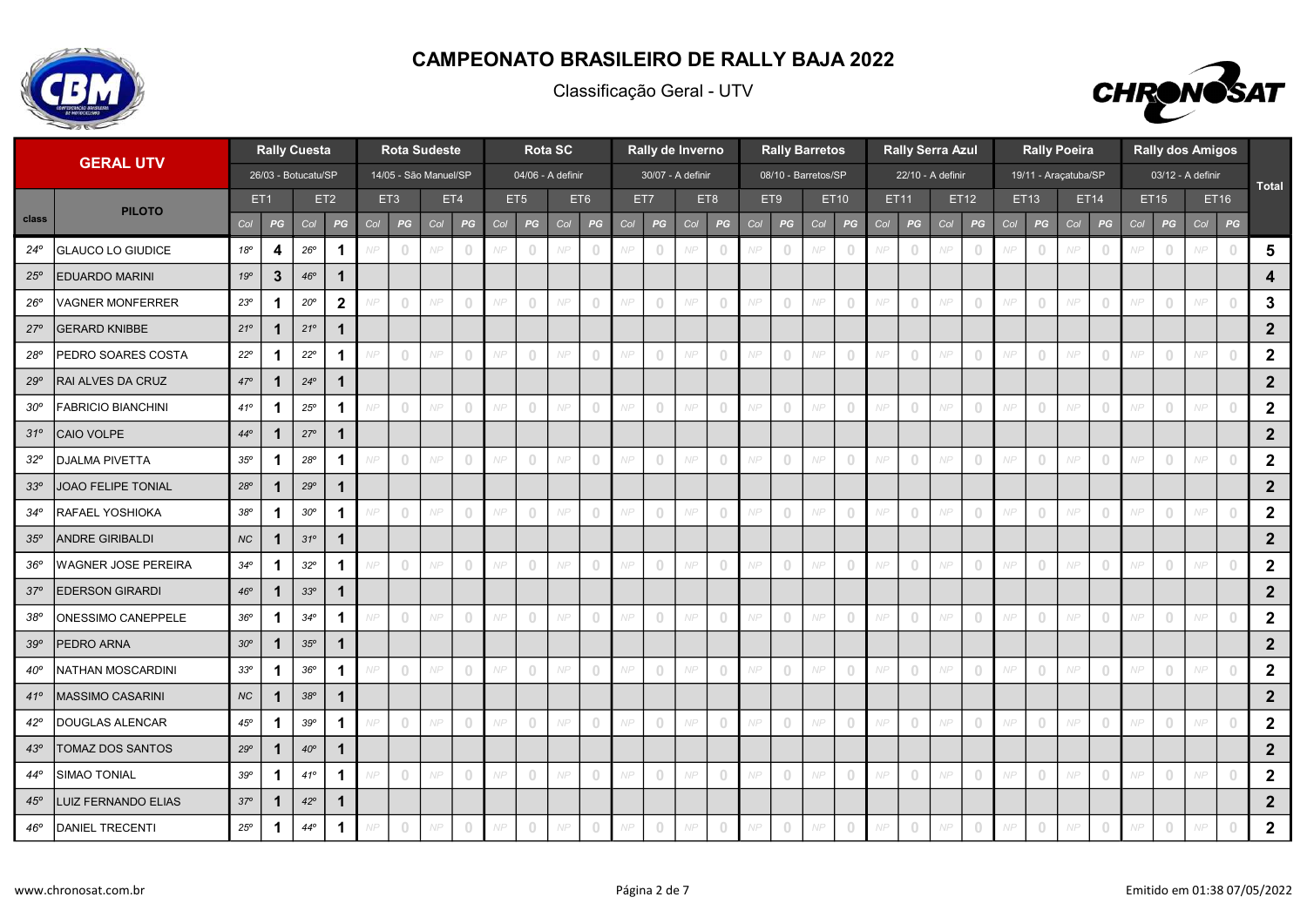# CAMPEONATO BRASILEIRO DE RALLY BAJA 2022

Classificação Geral - UTV

| GERAL UTV | | Rally Cuesta 26/03 - Botucatu/SP | | | | Rota Sudeste 14/05 - São Manuel/SP | | | | Rota SC 04/06 - A definir | | | | Rally de Inverno 30/07 - A definir | | | | Rally Barretos 08/10 - Barretos/SP | | | | Rally Serra Azul 22/10 - A definir | | | | Rally Poeira 19/11 - Araçatuba/SP | | | | Rally dos Amigos 03/12 - A definir | | | | Total |
|---|---|---|---|---|---|---|---|---|---|---|---|---|---|---|---|---|---|---|---|---|---|---|---|---|---|---|---|---|---|---|---|---|---|---|
| class | PILOTO | ET1 | | ET2 | | ET3 | | ET4 | | ET5 | | ET6 | | ET7 | | ET8 | | ET9 | | ET10 | | ET11 | | ET12 | | ET13 | | ET14 | | ET15 | | ET16 | | |
| | | Col | PG | Col | PG | Col | PG | Col | PG | Col | PG | Col | PG | Col | PG | Col | PG | Col | PG | Col | PG | Col | PG | Col | PG | Col | PG | Col | PG | Col | PG | Col | PG | |
| 24º | GLAUCO LO GIUDICE | 18º | 4 | 26º | 1 | NP | 0 | NP | 0 | NP | 0 | NP | 0 | NP | 0 | NP | 0 | NP | 0 | NP | 0 | NP | 0 | NP | 0 | NP | 0 | NP | 0 | NP | 0 | NP | 0 | 5 |
| 25º | EDUARDO MARINI | 19º | 3 | 46º | 1 | | | | | | | | | | | | | | | | | | | | | | | | | | | | | 4 |
| 26º | VAGNER MONFERRER | 23º | 1 | 20º | 2 | NP | 0 | NP | 0 | NP | 0 | NP | 0 | NP | 0 | NP | 0 | NP | 0 | NP | 0 | NP | 0 | NP | 0 | NP | 0 | NP | 0 | NP | 0 | NP | 0 | 3 |
| 27º | GERARD KNIBBE | 21º | 1 | 21º | 1 | | | | | | | | | | | | | | | | | | | | | | | | | | | | | 2 |
| 28º | PEDRO SOARES COSTA | 22º | 1 | 22º | 1 | NP | 0 | NP | 0 | NP | 0 | NP | 0 | NP | 0 | NP | 0 | NP | 0 | NP | 0 | NP | 0 | NP | 0 | NP | 0 | NP | 0 | NP | 0 | NP | 0 | 2 |
| 29º | RAI ALVES DA CRUZ | 47º | 1 | 24º | 1 | | | | | | | | | | | | | | | | | | | | | | | | | | | | | 2 |
| 30º | FABRICIO BIANCHINI | 41º | 1 | 25º | 1 | NP | 0 | NP | 0 | NP | 0 | NP | 0 | NP | 0 | NP | 0 | NP | 0 | NP | 0 | NP | 0 | NP | 0 | NP | 0 | NP | 0 | NP | 0 | NP | 0 | 2 |
| 31º | CAIO VOLPE | 44º | 1 | 27º | 1 | | | | | | | | | | | | | | | | | | | | | | | | | | | | | 2 |
| 32º | DJALMA PIVETTA | 35º | 1 | 28º | 1 | NP | 0 | NP | 0 | NP | 0 | NP | 0 | NP | 0 | NP | 0 | NP | 0 | NP | 0 | NP | 0 | NP | 0 | NP | 0 | NP | 0 | NP | 0 | NP | 0 | 2 |
| 33º | JOAO FELIPE TONIAL | 28º | 1 | 29º | 1 | | | | | | | | | | | | | | | | | | | | | | | | | | | | | 2 |
| 34º | RAFAEL YOSHIOKA | 38º | 1 | 30º | 1 | NP | 0 | NP | 0 | NP | 0 | NP | 0 | NP | 0 | NP | 0 | NP | 0 | NP | 0 | NP | 0 | NP | 0 | NP | 0 | NP | 0 | NP | 0 | NP | 0 | 2 |
| 35º | ANDRE GIRIBALDI | NC | 1 | 31º | 1 | | | | | | | | | | | | | | | | | | | | | | | | | | | | | 2 |
| 36º | WAGNER JOSE PEREIRA | 34º | 1 | 32º | 1 | NP | 0 | NP | 0 | NP | 0 | NP | 0 | NP | 0 | NP | 0 | NP | 0 | NP | 0 | NP | 0 | NP | 0 | NP | 0 | NP | 0 | NP | 0 | NP | 0 | 2 |
| 37º | EDERSON GIRARDI | 46º | 1 | 33º | 1 | | | | | | | | | | | | | | | | | | | | | | | | | | | | | 2 |
| 38º | ONESSIMO CANEPPELE | 36º | 1 | 34º | 1 | NP | 0 | NP | 0 | NP | 0 | NP | 0 | NP | 0 | NP | 0 | NP | 0 | NP | 0 | NP | 0 | NP | 0 | NP | 0 | NP | 0 | NP | 0 | NP | 0 | 2 |
| 39º | PEDRO ARNA | 30º | 1 | 35º | 1 | | | | | | | | | | | | | | | | | | | | | | | | | | | | | 2 |
| 40º | NATHAN MOSCARDINI | 33º | 1 | 36º | 1 | NP | 0 | NP | 0 | NP | 0 | NP | 0 | NP | 0 | NP | 0 | NP | 0 | NP | 0 | NP | 0 | NP | 0 | NP | 0 | NP | 0 | NP | 0 | NP | 0 | 2 |
| 41º | MASSIMO CASARINI | NC | 1 | 38º | 1 | | | | | | | | | | | | | | | | | | | | | | | | | | | | | 2 |
| 42º | DOUGLAS ALENCAR | 45º | 1 | 39º | 1 | NP | 0 | NP | 0 | NP | 0 | NP | 0 | NP | 0 | NP | 0 | NP | 0 | NP | 0 | NP | 0 | NP | 0 | NP | 0 | NP | 0 | NP | 0 | NP | 0 | 2 |
| 43º | TOMAZ DOS SANTOS | 29º | 1 | 40º | 1 | | | | | | | | | | | | | | | | | | | | | | | | | | | | | 2 |
| 44º | SIMAO TONIAL | 39º | 1 | 41º | 1 | NP | 0 | NP | 0 | NP | 0 | NP | 0 | NP | 0 | NP | 0 | NP | 0 | NP | 0 | NP | 0 | NP | 0 | NP | 0 | NP | 0 | NP | 0 | NP | 0 | 2 |
| 45º | LUIZ FERNANDO ELIAS | 37º | 1 | 42º | 1 | | | | | | | | | | | | | | | | | | | | | | | | | | | | | 2 |
| 46º | DANIEL TRECENTI | 25º | 1 | 44º | 1 | NP | 0 | NP | 0 | NP | 0 | NP | 0 | NP | 0 | NP | 0 | NP | 0 | NP | 0 | NP | 0 | NP | 0 | NP | 0 | NP | 0 | NP | 0 | NP | 0 | 2 |

www.chronosat.com.br

Emitido em 01:38 07/05/2022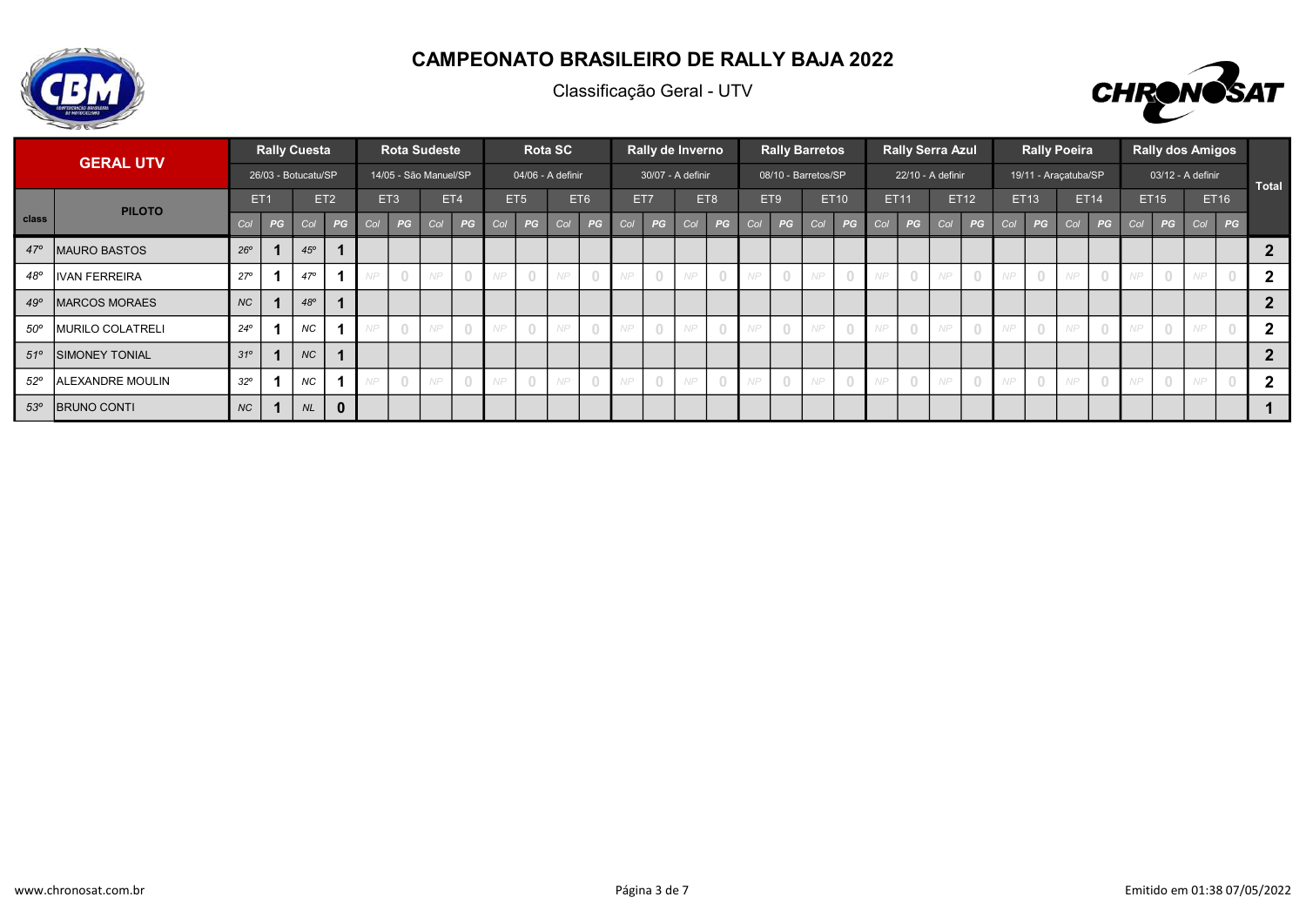# CAMPEONATO BRASILEIRO DE RALLY BAJA 2022

Classificação Geral - UTV

| GERAL UTV | | Rally Cuesta | | | | Rota Sudeste | | | | Rota SC | | | | Rally de Inverno | | | | Rally Barretos | | | | Rally Serra Azul | | | | Rally Poeira | | | | Rally dos Amigos | | | | Total |
|---|---|---|---|---|---|---|---|---|---|---|---|---|---|---|---|---|---|---|---|---|---|---|---|---|---|---|---|---|---|---|---|---|---|---|
| | | 26/03 - Botucatu/SP | | | | 14/05 - São Manuel/SP | | | | 04/06 - A definir | | | | 30/07 - A definir | | | | 08/10 - Barretos/SP | | | | 22/10 - A definir | | | | 19/11 - Araçatuba/SP | | | | 03/12 - A definir | | | | |
| class | PILOTO | ET1 | | ET2 | | ET3 | | ET4 | | ET5 | | ET6 | | ET7 | | ET8 | | ET9 | | ET10 | | ET11 | | ET12 | | ET13 | | ET14 | | ET15 | | ET16 | | |
| | | Col | PG | Col | PG | Col | PG | Col | PG | Col | PG | Col | PG | Col | PG | Col | PG | Col | PG | Col | PG | Col | PG | Col | PG | Col | PG | Col | PG | Col | PG | Col | PG | |
| 47º | MAURO BASTOS | 26º | 1 | 45º | 1 | | | | | | | | | | | | | | | | | | | | | | | | | | | | | 2 |
| 48º | IVAN FERREIRA | 27º | 1 | 47º | 1 | NP | 0 | NP | 0 | NP | 0 | NP | 0 | NP | 0 | NP | 0 | NP | 0 | NP | 0 | NP | 0 | NP | 0 | NP | 0 | NP | 0 | NP | 0 | NP | 0 | 2 |
| 49º | MARCOS MORAES | NC | 1 | 48º | 1 | | | | | | | | | | | | | | | | | | | | | | | | | | | | | 2 |
| 50º | MURILO COLATRELI | 24º | 1 | NC | 1 | NP | 0 | NP | 0 | NP | 0 | NP | 0 | NP | 0 | NP | 0 | NP | 0 | NP | 0 | NP | 0 | NP | 0 | NP | 0 | NP | 0 | NP | 0 | NP | 0 | 2 |
| 51º | SIMONEY TONIAL | 31º | 1 | NC | 1 | | | | | | | | | | | | | | | | | | | | | | | | | | | | | 2 |
| 52º | ALEXANDRE MOULIN | 32º | 1 | NC | 1 | NP | 0 | NP | 0 | NP | 0 | NP | 0 | NP | 0 | NP | 0 | NP | 0 | NP | 0 | NP | 0 | NP | 0 | NP | 0 | NP | 0 | NP | 0 | NP | 0 | 2 |
| 53º | BRUNO CONTI | NC | 1 | NL | 0 | | | | | | | | | | | | | | | | | | | | | | | | | | | | | 1 |

www.chronosat.com.br

Emitido em 01:38 07/05/2022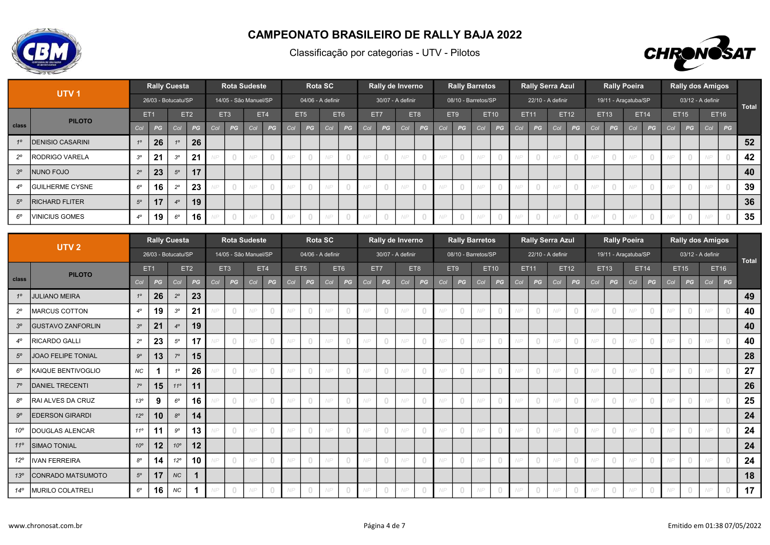# CAMPEONATO BRASILEIRO DE RALLY BAJA 2022

Classificação por categorias - UTV - Pilotos

| UTV 1 | | Rally Cuesta | | | | Rota Sudeste | | | | Rota SC | | | | Rally de Inverno | | | | Rally Barretos | | | | Rally Serra Azul | | | | Rally Poeira | | | | Rally dos Amigos | | | | Total |
|---|---|---|---|---|---|---|---|---|---|---|---|---|---|---|---|---|---|---|---|---|---|---|---|---|---|---|---|---|---|---|---|---|---|---|
| | | 26/03 - Botucatu/SP | | | | 14/05 - São Manuel/SP | | | | 04/06 - A definir | | | | 30/07 - A definir | | | | 08/10 - Barretos/SP | | | | 22/10 - A definir | | | | 19/11 - Araçatuba/SP | | | | 03/12 - A definir | | | | |
| | PILOTO | ET1 | | ET2 | | ET3 | | ET4 | | ET5 | | ET6 | | ET7 | | ET8 | | ET9 | | ET10 | | ET11 | | ET12 | | ET13 | | ET14 | | ET15 | | ET16 | | |
| class | | Col | PG | Col | PG | Col | PG | Col | PG | Col | PG | Col | PG | Col | PG | Col | PG | Col | PG | Col | PG | Col | PG | Col | PG | Col | PG | Col | PG | Col | PG | Col | PG | |
| 1º | DENISIO CASARINI | 1º | 26 | 1º | 26 | | | | | | | | | | | | | | | | | | | | | | | | | | | | | 52 |
| 2º | RODRIGO VARELA | 3º | 21 | 3º | 21 | NP | 0 | NP | 0 | NP | 0 | NP | 0 | NP | 0 | NP | 0 | NP | 0 | NP | 0 | NP | 0 | NP | 0 | NP | 0 | NP | 0 | NP | 0 | NP | 0 | 42 |
| 3º | NUNO FOJO | 2º | 23 | 5º | 17 | | | | | | | | | | | | | | | | | | | | | | | | | | | | | 40 |
| 4º | GUILHERME CYSNE | 6º | 16 | 2º | 23 | NP | 0 | NP | 0 | NP | 0 | NP | 0 | NP | 0 | NP | 0 | NP | 0 | NP | 0 | NP | 0 | NP | 0 | NP | 0 | NP | 0 | NP | 0 | NP | 0 | 39 |
| 5º | RICHARD FLITER | 5º | 17 | 4º | 19 | | | | | | | | | | | | | | | | | | | | | | | | | | | | | 36 |
| 6º | VINICIUS GOMES | 4º | 19 | 6º | 16 | NP | 0 | NP | 0 | NP | 0 | NP | 0 | NP | 0 | NP | 0 | NP | 0 | NP | 0 | NP | 0 | NP | 0 | NP | 0 | NP | 0 | NP | 0 | NP | 0 | 35 |

| UTV 2 | | Rally Cuesta | | | | Rota Sudeste | | | | Rota SC | | | | Rally de Inverno | | | | Rally Barretos | | | | Rally Serra Azul | | | | Rally Poeira | | | | Rally dos Amigos | | | | Total |
|---|---|---|---|---|---|---|---|---|---|---|---|---|---|---|---|---|---|---|---|---|---|---|---|---|---|---|---|---|---|---|---|---|---|---|
| | | 26/03 - Botucatu/SP | | | | 14/05 - São Manuel/SP | | | | 04/06 - A definir | | | | 30/07 - A definir | | | | 08/10 - Barretos/SP | | | | 22/10 - A definir | | | | 19/11 - Araçatuba/SP | | | | 03/12 - A definir | | | | |
| | PILOTO | ET1 | | ET2 | | ET3 | | ET4 | | ET5 | | ET6 | | ET7 | | ET8 | | ET9 | | ET10 | | ET11 | | ET12 | | ET13 | | ET14 | | ET15 | | ET16 | | |
| class | | Col | PG | Col | PG | Col | PG | Col | PG | Col | PG | Col | PG | Col | PG | Col | PG | Col | PG | Col | PG | Col | PG | Col | PG | Col | PG | Col | PG | Col | PG | Col | PG | |
| 1º | JULIANO MEIRA | 1º | 26 | 2º | 23 | | | | | | | | | | | | | | | | | | | | | | | | | | | | | 49 |
| 2º | MARCUS COTTON | 4º | 19 | 3º | 21 | NP | 0 | NP | 0 | NP | 0 | NP | 0 | NP | 0 | NP | 0 | NP | 0 | NP | 0 | NP | 0 | NP | 0 | NP | 0 | NP | 0 | NP | 0 | NP | 0 | 40 |
| 3º | GUSTAVO ZANFORLIN | 3º | 21 | 4º | 19 | | | | | | | | | | | | | | | | | | | | | | | | | | | | | 40 |
| 4º | RICARDO GALLI | 2º | 23 | 5º | 17 | NP | 0 | NP | 0 | NP | 0 | NP | 0 | NP | 0 | NP | 0 | NP | 0 | NP | 0 | NP | 0 | NP | 0 | NP | 0 | NP | 0 | NP | 0 | NP | 0 | 40 |
| 5º | JOAO FELIPE TONIAL | 9º | 13 | 7º | 15 | | | | | | | | | | | | | | | | | | | | | | | | | | | | | 28 |
| 6º | KAIQUE BENTIVOGLIO | NC | 1 | 1º | 26 | NP | 0 | NP | 0 | NP | 0 | NP | 0 | NP | 0 | NP | 0 | NP | 0 | NP | 0 | NP | 0 | NP | 0 | NP | 0 | NP | 0 | NP | 0 | NP | 0 | 27 |
| 7º | DANIEL TRECENTI | 7º | 15 | 11º | 11 | | | | | | | | | | | | | | | | | | | | | | | | | | | | | 26 |
| 8º | RAI ALVES DA CRUZ | 13º | 9 | 6º | 16 | NP | 0 | NP | 0 | NP | 0 | NP | 0 | NP | 0 | NP | 0 | NP | 0 | NP | 0 | NP | 0 | NP | 0 | NP | 0 | NP | 0 | NP | 0 | NP | 0 | 25 |
| 9º | EDERSON GIRARDI | 12º | 10 | 8º | 14 | | | | | | | | | | | | | | | | | | | | | | | | | | | | | 24 |
| 10º | DOUGLAS ALENCAR | 11º | 11 | 9º | 13 | NP | 0 | NP | 0 | NP | 0 | NP | 0 | NP | 0 | NP | 0 | NP | 0 | NP | 0 | NP | 0 | NP | 0 | NP | 0 | NP | 0 | NP | 0 | NP | 0 | 24 |
| 11º | SIMAO TONIAL | 10º | 12 | 10º | 12 | | | | | | | | | | | | | | | | | | | | | | | | | | | | | 24 |
| 12º | IVAN FERREIRA | 8º | 14 | 12º | 10 | NP | 0 | NP | 0 | NP | 0 | NP | 0 | NP | 0 | NP | 0 | NP | 0 | NP | 0 | NP | 0 | NP | 0 | NP | 0 | NP | 0 | NP | 0 | NP | 0 | 24 |
| 13º | CONRADO MATSUMOTO | 5º | 17 | NC | 1 | | | | | | | | | | | | | | | | | | | | | | | | | | | | | 18 |
| 14º | MURILO COLATRELI | 6º | 16 | NC | 1 | NP | 0 | NP | 0 | NP | 0 | NP | 0 | NP | 0 | NP | 0 | NP | 0 | NP | 0 | NP | 0 | NP | 0 | NP | 0 | NP | 0 | NP | 0 | NP | 0 | 17 |

www.chronosat.com.br

Emitido em 01:38 07/05/2022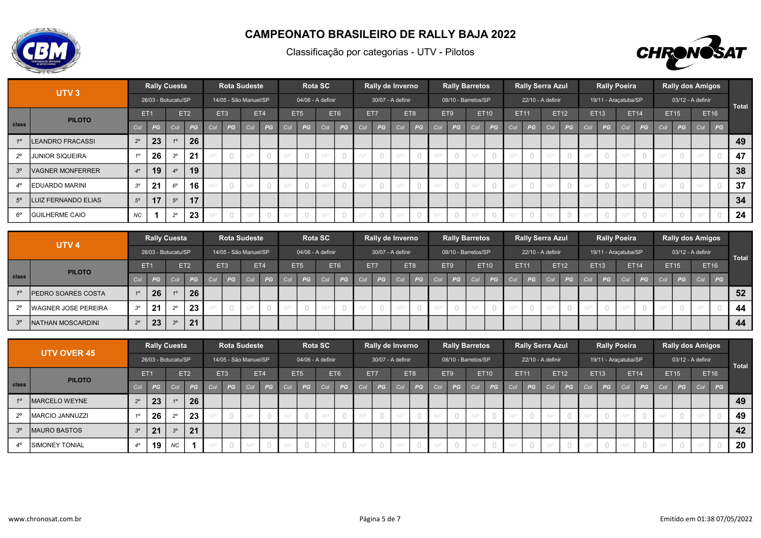# CAMPEONATO BRASILEIRO DE RALLY BAJA 2022

Classificação por categorias - UTV - Pilotos

| UTV 3 | | Rally Cuesta | | | | Rota Sudeste | | | | Rota SC | | | | Rally de Inverno | | | | Rally Barretos | | | | Rally Serra Azul | | | | Rally Poeira | | | | Rally dos Amigos | | | | Total |
|---|---|---|---|---|---|---|---|---|---|---|---|---|---|---|---|---|---|---|---|---|---|---|---|---|---|---|---|---|---|---|---|---|---|---|
| | | 26/03 - Botucatu/SP | | | | 14/05 - São Manuel/SP | | | | 04/06 - A definir | | | | 30/07 - A definir | | | | 08/10 - Barretos/SP | | | | 22/10 - A definir | | | | 19/11 - Araçatuba/SP | | | | 03/12 - A definir | | | | |
| | | ET1 | | ET2 | | ET3 | | ET4 | | ET5 | | ET6 | | ET7 | | ET8 | | ET9 | | ET10 | | ET11 | | ET12 | | ET13 | | ET14 | | ET15 | | ET16 | | |
| class | PILOTO | Col | PG | Col | PG | Col | PG | Col | PG | Col | PG | Col | PG | Col | PG | Col | PG | Col | PG | Col | PG | Col | PG | Col | PG | Col | PG | Col | PG | Col | PG | Col | PG | |
| 1º | LEANDRO FRACASSI | 2º | 23 | 1º | 26 | | | | | | | | | | | | | | | | | | | | | | | | | | | | | 49 |
| 2º | JUNIOR SIQUEIRA | 1º | 26 | 3º | 21 | NP | 0 | NP | 0 | NP | 0 | NP | 0 | NP | 0 | NP | 0 | NP | 0 | NP | 0 | NP | 0 | NP | 0 | NP | 0 | NP | 0 | NP | 0 | NP | 0 | 47 |
| 3º | VAGNER MONFERRER | 4º | 19 | 4º | 19 | | | | | | | | | | | | | | | | | | | | | | | | | | | | | 38 |
| 4º | EDUARDO MARINI | 3º | 21 | 6º | 16 | NP | 0 | NP | 0 | NP | 0 | NP | 0 | NP | 0 | NP | 0 | NP | 0 | NP | 0 | NP | 0 | NP | 0 | NP | 0 | NP | 0 | NP | 0 | NP | 0 | 37 |
| 5º | LUIZ FERNANDO ELIAS | 5º | 17 | 5º | 17 | | | | | | | | | | | | | | | | | | | | | | | | | | | | | 34 |
| 6º | GUILHERME CAIO | NC | 1 | 2º | 23 | NP | 0 | NP | 0 | NP | 0 | NP | 0 | NP | 0 | NP | 0 | NP | 0 | NP | 0 | NP | 0 | NP | 0 | NP | 0 | NP | 0 | NP | 0 | NP | 0 | 24 |

| UTV 4 | | Rally Cuesta | | | | Rota Sudeste | | | | Rota SC | | | | Rally de Inverno | | | | Rally Barretos | | | | Rally Serra Azul | | | | Rally Poeira | | | | Rally dos Amigos | | | | Total |
|---|---|---|---|---|---|---|---|---|---|---|---|---|---|---|---|---|---|---|---|---|---|---|---|---|---|---|---|---|---|---|---|---|---|---|
| | | 26/03 - Botucatu/SP | | | | 14/05 - São Manuel/SP | | | | 04/06 - A definir | | | | 30/07 - A definir | | | | 08/10 - Barretos/SP | | | | 22/10 - A definir | | | | 19/11 - Araçatuba/SP | | | | 03/12 - A definir | | | | |
| | | ET1 | | ET2 | | ET3 | | ET4 | | ET5 | | ET6 | | ET7 | | ET8 | | ET9 | | ET10 | | ET11 | | ET12 | | ET13 | | ET14 | | ET15 | | ET16 | | |
| class | PILOTO | Col | PG | Col | PG | Col | PG | Col | PG | Col | PG | Col | PG | Col | PG | Col | PG | Col | PG | Col | PG | Col | PG | Col | PG | Col | PG | Col | PG | Col | PG | Col | PG | |
| 1º | PEDRO SOARES COSTA | 1º | 26 | 1º | 26 | | | | | | | | | | | | | | | | | | | | | | | | | | | | | 52 |
| 2º | WAGNER JOSE PEREIRA | 3º | 21 | 2º | 23 | NP | 0 | NP | 0 | NP | 0 | NP | 0 | NP | 0 | NP | 0 | NP | 0 | NP | 0 | NP | 0 | NP | 0 | NP | 0 | NP | 0 | NP | 0 | NP | 0 | 44 |
| 3º | NATHAN MOSCARDINI | 2º | 23 | 3º | 21 | | | | | | | | | | | | | | | | | | | | | | | | | | | | | 44 |

| UTV OVER 45 | | Rally Cuesta | | | | Rota Sudeste | | | | Rota SC | | | | Rally de Inverno | | | | Rally Barretos | | | | Rally Serra Azul | | | | Rally Poeira | | | | Rally dos Amigos | | | | Total |
|---|---|---|---|---|---|---|---|---|---|---|---|---|---|---|---|---|---|---|---|---|---|---|---|---|---|---|---|---|---|---|---|---|---|---|
| | | 26/03 - Botucatu/SP | | | | 14/05 - São Manuel/SP | | | | 04/06 - A definir | | | | 30/07 - A definir | | | | 08/10 - Barretos/SP | | | | 22/10 - A definir | | | | 19/11 - Araçatuba/SP | | | | 03/12 - A definir | | | | |
| | | ET1 | | ET2 | | ET3 | | ET4 | | ET5 | | ET6 | | ET7 | | ET8 | | ET9 | | ET10 | | ET11 | | ET12 | | ET13 | | ET14 | | ET15 | | ET16 | | |
| class | PILOTO | Col | PG | Col | PG | Col | PG | Col | PG | Col | PG | Col | PG | Col | PG | Col | PG | Col | PG | Col | PG | Col | PG | Col | PG | Col | PG | Col | PG | Col | PG | Col | PG | |
| 1º | MARCELO WEYNE | 2º | 23 | 1º | 26 | | | | | | | | | | | | | | | | | | | | | | | | | | | | | 49 |
| 2º | MARCIO JANNUZZI | 1º | 26 | 2º | 23 | NP | 0 | NP | 0 | NP | 0 | NP | 0 | NP | 0 | NP | 0 | NP | 0 | NP | 0 | NP | 0 | NP | 0 | NP | 0 | NP | 0 | NP | 0 | NP | 0 | 49 |
| 3º | MAURO BASTOS | 3º | 21 | 3º | 21 | | | | | | | | | | | | | | | | | | | | | | | | | | | | | 42 |
| 4º | SIMONEY TONIAL | 4º | 19 | NC | 1 | NP | 0 | NP | 0 | NP | 0 | NP | 0 | NP | 0 | NP | 0 | NP | 0 | NP | 0 | NP | 0 | NP | 0 | NP | 0 | NP | 0 | NP | 0 | NP | 0 | 20 |

www.chronosat.com.br

Emitido em 01:38 07/05/2022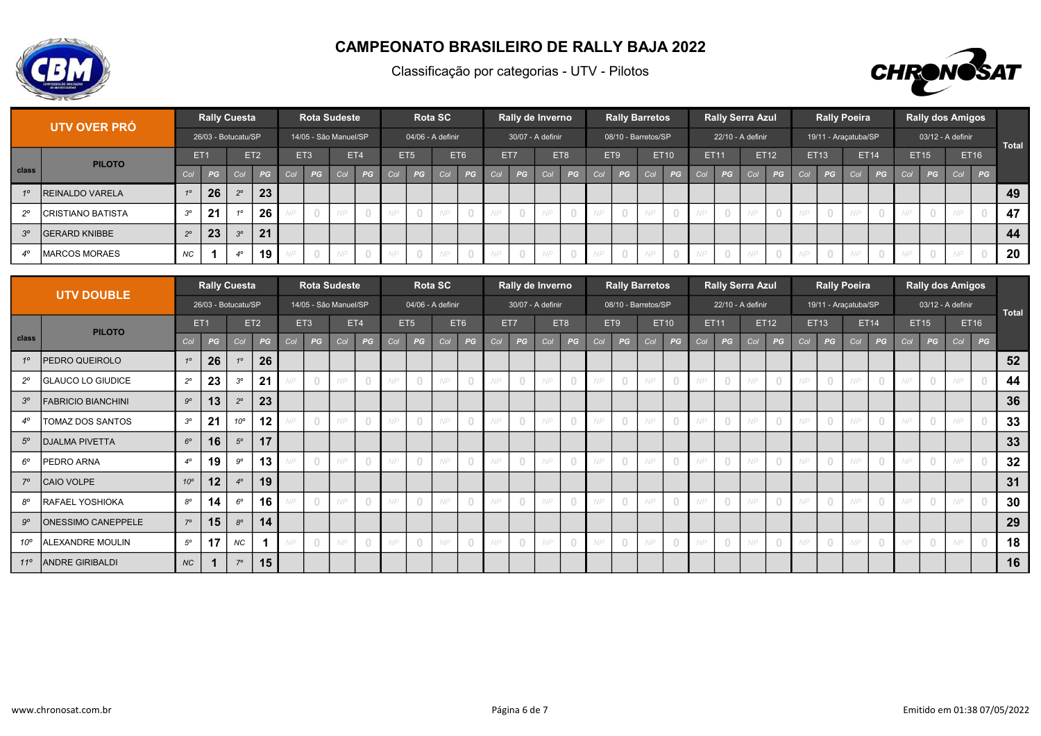# CAMPEONATO BRASILEIRO DE RALLY BAJA 2022

Classificação por categorias - UTV - Pilotos

| UTV OVER PRÓ | | Rally Cuesta | | | | Rota Sudeste | | | | Rota SC | | | | Rally de Inverno | | | | Rally Barretos | | | | Rally Serra Azul | | | | Rally Poeira | | | | Rally dos Amigos | | | | Total |
|---|---|---|---|---|---|---|---|---|---|---|---|---|---|---|---|---|---|---|---|---|---|---|---|---|---|---|---|---|---|---|---|---|---|---|
| | | 26/03 - Botucatu/SP | | | | 14/05 - São Manuel/SP | | | | 04/06 - A definir | | | | 30/07 - A definir | | | | 08/10 - Barretos/SP | | | | 22/10 - A definir | | | | 19/11 - Araçatuba/SP | | | | 03/12 - A definir | | | | |
| class | PILOTO | ET1 | | ET2 | | ET3 | | ET4 | | ET5 | | ET6 | | ET7 | | ET8 | | ET9 | | ET10 | | ET11 | | ET12 | | ET13 | | ET14 | | ET15 | | ET16 | | |
| | | Col | PG | Col | PG | Col | PG | Col | PG | Col | PG | Col | PG | Col | PG | Col | PG | Col | PG | Col | PG | Col | PG | Col | PG | Col | PG | Col | PG | Col | PG | Col | PG | |
| 1º | REINALDO VARELA | 1º | 26 | 2º | 23 | | | | | | | | | | | | | | | | | | | | | | | | | | | | | 49 |
| 2º | CRISTIANO BATISTA | 3º | 21 | 1º | 26 | NP | 0 | NP | 0 | NP | 0 | NP | 0 | NP | 0 | NP | 0 | NP | 0 | NP | 0 | NP | 0 | NP | 0 | NP | 0 | NP | 0 | NP | 0 | NP | 0 | 47 |
| 3º | GERARD KNIBBE | 2º | 23 | 3º | 21 | | | | | | | | | | | | | | | | | | | | | | | | | | | | | 44 |
| 4º | MARCOS MORAES | NC | 1 | 4º | 19 | NP | 0 | NP | 0 | NP | 0 | NP | 0 | NP | 0 | NP | 0 | NP | 0 | NP | 0 | NP | 0 | NP | 0 | NP | 0 | NP | 0 | NP | 0 | NP | 0 | 20 |

| UTV DOUBLE | | Rally Cuesta | | | | Rota Sudeste | | | | Rota SC | | | | Rally de Inverno | | | | Rally Barretos | | | | Rally Serra Azul | | | | Rally Poeira | | | | Rally dos Amigos | | | | Total |
|---|---|---|---|---|---|---|---|---|---|---|---|---|---|---|---|---|---|---|---|---|---|---|---|---|---|---|---|---|---|---|---|---|---|---|
| | | 26/03 - Botucatu/SP | | | | 14/05 - São Manuel/SP | | | | 04/06 - A definir | | | | 30/07 - A definir | | | | 08/10 - Barretos/SP | | | | 22/10 - A definir | | | | 19/11 - Araçatuba/SP | | | | 03/12 - A definir | | | | |
| class | PILOTO | ET1 | | ET2 | | ET3 | | ET4 | | ET5 | | ET6 | | ET7 | | ET8 | | ET9 | | ET10 | | ET11 | | ET12 | | ET13 | | ET14 | | ET15 | | ET16 | | |
| | | Col | PG | Col | PG | Col | PG | Col | PG | Col | PG | Col | PG | Col | PG | Col | PG | Col | PG | Col | PG | Col | PG | Col | PG | Col | PG | Col | PG | Col | PG | Col | PG | |
| 1º | PEDRO QUEIROLO | 1º | 26 | 1º | 26 | | | | | | | | | | | | | | | | | | | | | | | | | | | | | 52 |
| 2º | GLAUCO LO GIUDICE | 2º | 23 | 3º | 21 | NP | 0 | NP | 0 | NP | 0 | NP | 0 | NP | 0 | NP | 0 | NP | 0 | NP | 0 | NP | 0 | NP | 0 | NP | 0 | NP | 0 | NP | 0 | NP | 0 | 44 |
| 3º | FABRICIO BIANCHINI | 9º | 13 | 2º | 23 | | | | | | | | | | | | | | | | | | | | | | | | | | | | | 36 |
| 4º | TOMAZ DOS SANTOS | 3º | 21 | 10º | 12 | NP | 0 | NP | 0 | NP | 0 | NP | 0 | NP | 0 | NP | 0 | NP | 0 | NP | 0 | NP | 0 | NP | 0 | NP | 0 | NP | 0 | NP | 0 | NP | 0 | 33 |
| 5º | DJALMA PIVETTA | 6º | 16 | 5º | 17 | | | | | | | | | | | | | | | | | | | | | | | | | | | | | 33 |
| 6º | PEDRO ARNA | 4º | 19 | 9º | 13 | NP | 0 | NP | 0 | NP | 0 | NP | 0 | NP | 0 | NP | 0 | NP | 0 | NP | 0 | NP | 0 | NP | 0 | NP | 0 | NP | 0 | NP | 0 | NP | 0 | 32 |
| 7º | CAIO VOLPE | 10º | 12 | 4º | 19 | | | | | | | | | | | | | | | | | | | | | | | | | | | | | 31 |
| 8º | RAFAEL YOSHIOKA | 8º | 14 | 6º | 16 | NP | 0 | NP | 0 | NP | 0 | NP | 0 | NP | 0 | NP | 0 | NP | 0 | NP | 0 | NP | 0 | NP | 0 | NP | 0 | NP | 0 | NP | 0 | NP | 0 | 30 |
| 9º | ONESSIMO CANEPPELE | 7º | 15 | 8º | 14 | | | | | | | | | | | | | | | | | | | | | | | | | | | | | 29 |
| 10º | ALEXANDRE MOULIN | 5º | 17 | NC | 1 | NP | 0 | NP | 0 | NP | 0 | NP | 0 | NP | 0 | NP | 0 | NP | 0 | NP | 0 | NP | 0 | NP | 0 | NP | 0 | NP | 0 | NP | 0 | NP | 0 | 18 |
| 11º | ANDRE GIRIBALDI | NC | 1 | 7º | 15 | | | | | | | | | | | | | | | | | | | | | | | | | | | | | 16 |

www.chronosat.com.br

Emitido em 01:38 07/05/2022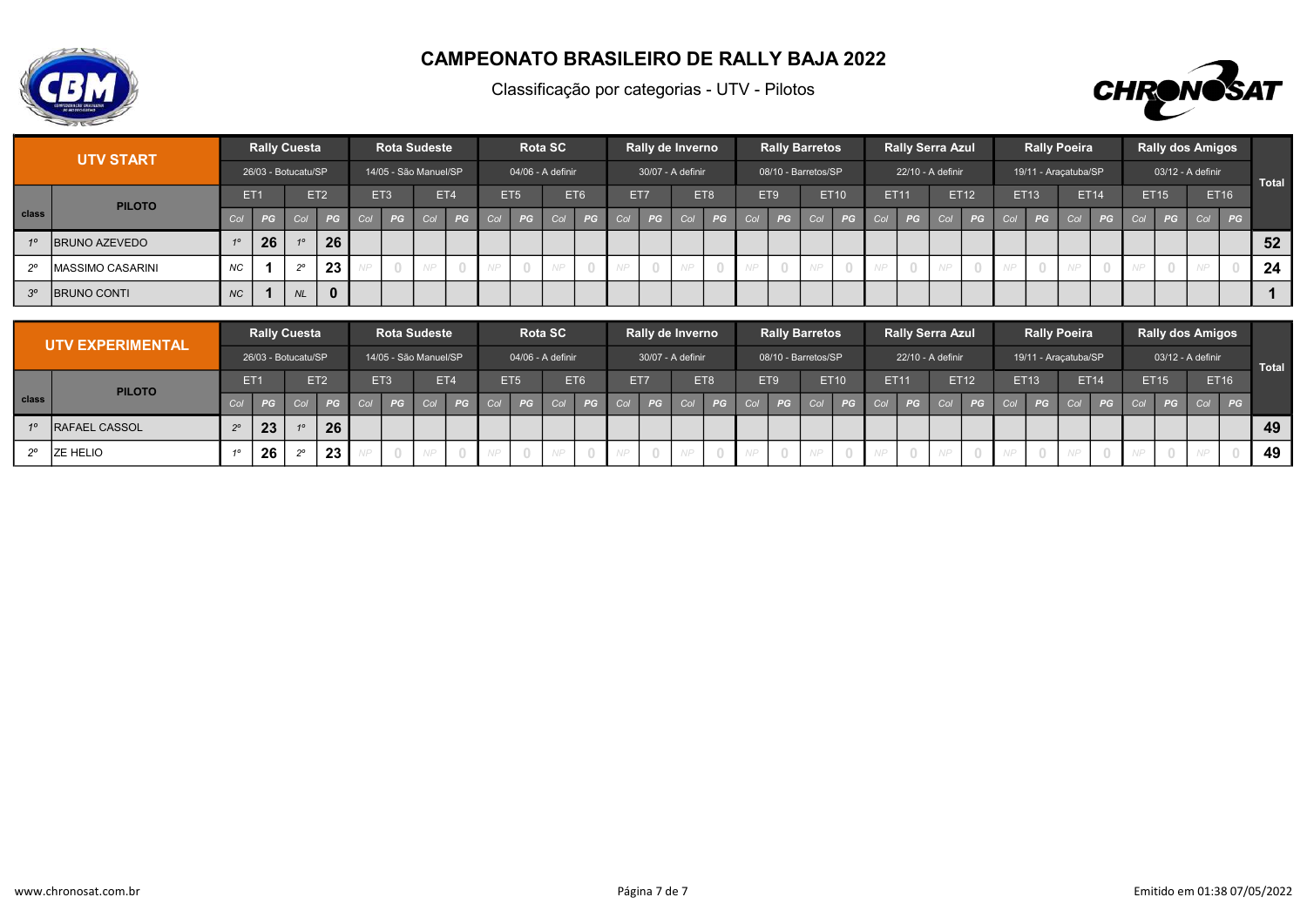# CAMPEONATO BRASILEIRO DE RALLY BAJA 2022

Classificação por categorias - UTV - Pilotos

| UTV START | | Rally Cuesta | | | | Rota Sudeste | | | | Rota SC | | | | Rally de Inverno | | | | Rally Barretos | | | | Rally Serra Azul | | | | Rally Poeira | | | | Rally dos Amigos | | | | Total |
|---|---|---|---|---|---|---|---|---|---|---|---|---|---|---|---|---|---|---|---|---|---|---|---|---|---|---|---|---|---|---|---|---|---|---|
| | | 26/03 - Botucatu/SP | | | | 14/05 - São Manuel/SP | | | | 04/06 - A definir | | | | 30/07 - A definir | | | | 08/10 - Barretos/SP | | | | 22/10 - A definir | | | | 19/11 - Araçatuba/SP | | | | 03/12 - A definir | | | | |
| class | PILOTO | ET1 | | ET2 | | ET3 | | ET4 | | ET5 | | ET6 | | ET7 | | ET8 | | ET9 | | ET10 | | ET11 | | ET12 | | ET13 | | ET14 | | ET15 | | ET16 | | |
| | | Col | PG | Col | PG | Col | PG | Col | PG | Col | PG | Col | PG | Col | PG | Col | PG | Col | PG | Col | PG | Col | PG | Col | PG | Col | PG | Col | PG | Col | PG | Col | PG | |
| 1º | BRUNO AZEVEDO | 1º | 26 | 1º | 26 | | | | | | | | | | | | | | | | | | | | | | | | | | | | | 52 |
| 2º | MASSIMO CASARINI | NC | 1 | 2º | 23 | NP | 0 | NP | 0 | NP | 0 | NP | 0 | NP | 0 | NP | 0 | NP | 0 | NP | 0 | NP | 0 | NP | 0 | NP | 0 | NP | 0 | NP | 0 | NP | 0 | 24 |
| 3º | BRUNO CONTI | NC | 1 | NL | 0 | | | | | | | | | | | | | | | | | | | | | | | | | | | | | 1 |

| UTV EXPERIMENTAL | | Rally Cuesta | | | | Rota Sudeste | | | | Rota SC | | | | Rally de Inverno | | | | Rally Barretos | | | | Rally Serra Azul | | | | Rally Poeira | | | | Rally dos Amigos | | | | Total |
|---|---|---|---|---|---|---|---|---|---|---|---|---|---|---|---|---|---|---|---|---|---|---|---|---|---|---|---|---|---|---|---|---|---|---|
| | | 26/03 - Botucatu/SP | | | | 14/05 - São Manuel/SP | | | | 04/06 - A definir | | | | 30/07 - A definir | | | | 08/10 - Barretos/SP | | | | 22/10 - A definir | | | | 19/11 - Araçatuba/SP | | | | 03/12 - A definir | | | | |
| class | PILOTO | ET1 | | ET2 | | ET3 | | ET4 | | ET5 | | ET6 | | ET7 | | ET8 | | ET9 | | ET10 | | ET11 | | ET12 | | ET13 | | ET14 | | ET15 | | ET16 | | |
| | | Col | PG | Col | PG | Col | PG | Col | PG | Col | PG | Col | PG | Col | PG | Col | PG | Col | PG | Col | PG | Col | PG | Col | PG | Col | PG | Col | PG | Col | PG | Col | PG | |
| 1º | RAFAEL CASSOL | 2º | 23 | 1º | 26 | | | | | | | | | | | | | | | | | | | | | | | | | | | | | 49 |
| 2º | ZE HELIO | 1º | 26 | 2º | 23 | NP | 0 | NP | 0 | NP | 0 | NP | 0 | NP | 0 | NP | 0 | NP | 0 | NP | 0 | NP | 0 | NP | 0 | NP | 0 | NP | 0 | NP | 0 | NP | 0 | 49 |

www.chronosat.com.br

Emitido em 01:38 07/05/2022